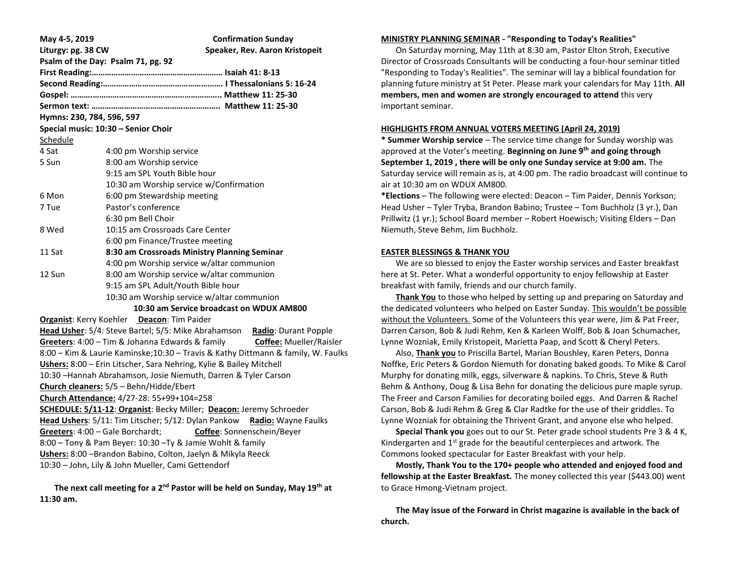**May 4-5, 2019** **Confirmation Sunday**

**Liturgy: pg. 38 CW** **Speaker, Rev. Aaron Kristopeit**

**Psalm of the Day: Psalm 71, pg. 92**

**First Reading:…………………………………………………… Isaiah 41: 8-13**

**Second Reading:………………………………………………. I Thessalonians 5: 16-24**

**Gospel: ……..………………………………………………….. Matthew 11: 25-30**

**Sermon text: ………………………………………………….. Matthew 11: 25-30**

**Hymns: 230, 784, 596, 597**

**Special music: 10:30 – Senior Choir**

Schedule

| | |
|---|---|
| 4 Sat | 4:00 pm Worship service |
| 5 Sun | 8:00 am Worship service |
| | 9:15 am SPL Youth Bible hour |
| | 10:30 am Worship service w/Confirmation |
| 6 Mon | 6:00 pm Stewardship meeting |
| 7 Tue | Pastor's conference |
| | 6:30 pm Bell Choir |
| 8 Wed | 10:15 am Crossroads Care Center |
| | 6:00 pm Finance/Trustee meeting |
| 11 Sat | **8:30 am Crossroads Ministry Planning Seminar** |
| | 4:00 pm Worship service w/altar communion |
| 12 Sun | 8:00 am Worship service w/altar communion |
| | 9:15 am SPL Adult/Youth Bible hour |
| | 10:30 am Worship service w/altar communion |

**10:30 am Service broadcast on WDUX AM800**

**Organist**: Kerry Koehler **Deacon**: Tim Paider

**Head Usher**: 5/4: Steve Bartel; 5/5: Mike Abrahamson **Radio**: Durant Popple

**Greeters**: 4:00 – Tim & Johanna Edwards & family **Coffee:** Mueller/Raisler

8:00 – Kim & Laurie Kaminske;10:30 – Travis & Kathy Dittmann & family, W. Faulks

**Ushers:** 8:00 – Erin Litscher, Sara Nehring, Kylie & Bailey Mitchell

10:30 –Hannah Abrahamson, Josie Niemuth, Darren & Tyler Carson

**Church cleaners:** 5/5 – Behn/Hidde/Ebert

**Church Attendance:** 4/27-28: 55+99+104=258

**SCHEDULE: 5/11-12**: **Organist**: Becky Miller; **Deacon:** Jeremy Schroeder

**Head Ushers**: 5/11: Tim Litscher; 5/12: Dylan Pankow **Radio:** Wayne Faulks

**Greeters**: 4:00 – Gale Borchardt; **Coffee**: Sonnenschein/Beyer

8:00 – Tony & Pam Beyer: 10:30 –Ty & Jamie Wohlt & family

**Ushers:** 8:00 –Brandon Babino, Colton, Jaelyn & Mikyla Reeck

10:30 – John, Lily & John Mueller, Cami Gettendorf

**The next call meeting for a 2nd Pastor will be held on Sunday, May 19th at 11:30 am.**

## MINISTRY PLANNING SEMINAR - "Responding to Today's Realities"

On Saturday morning, May 11th at 8:30 am, Pastor Elton Stroh, Executive Director of Crossroads Consultants will be conducting a four-hour seminar titled "Responding to Today's Realities". The seminar will lay a biblical foundation for planning future ministry at St Peter. Please mark your calendars for May 11th. **All members, men and women are strongly encouraged to attend** this very important seminar.

## HIGHLIGHTS FROM ANNUAL VOTERS MEETING (April 24, 2019)

**\* Summer Worship service** – The service time change for Sunday worship was approved at the Voter's meeting. **Beginning on June 9th and going through September 1, 2019 , there will be only one Sunday service at 9:00 am.** The Saturday service will remain as is, at 4:00 pm. The radio broadcast will continue to air at 10:30 am on WDUX AM800.

**\*Elections** – The following were elected: Deacon – Tim Paider, Dennis Yorkson; Head Usher – Tyler Tryba, Brandon Babino; Trustee – Tom Buchholz (3 yr.), Dan Prillwitz (1 yr.); School Board member – Robert Hoewisch; Visiting Elders – Dan Niemuth, Steve Behm, Jim Buchholz.

## EASTER BLESSINGS & THANK YOU

We are so blessed to enjoy the Easter worship services and Easter breakfast here at St. Peter. What a wonderful opportunity to enjoy fellowship at Easter breakfast with family, friends and our church family.

**Thank You** to those who helped by setting up and preparing on Saturday and the dedicated volunteers who helped on Easter Sunday. This wouldn't be possible without the Volunteers. Some of the Volunteers this year were, Jim & Pat Freer, Darren Carson, Bob & Judi Rehm, Ken & Karleen Wolff, Bob & Joan Schumacher, Lynne Wozniak, Emily Kristopeit, Marietta Paap, and Scott & Cheryl Peters.

Also, **Thank you** to Priscilla Bartel, Marian Boushley, Karen Peters, Donna Noffke, Eric Peters & Gordon Niemuth for donating baked goods. To Mike & Carol Murphy for donating milk, eggs, silverware & napkins. To Chris, Steve & Ruth Behm & Anthony, Doug & Lisa Behn for donating the delicious pure maple syrup. The Freer and Carson Families for decorating boiled eggs. And Darren & Rachel Carson, Bob & Judi Rehm & Greg & Clar Radtke for the use of their griddles. To Lynne Wozniak for obtaining the Thrivent Grant, and anyone else who helped.

**Special Thank you** goes out to our St. Peter grade school students Pre 3 & 4 K, Kindergarten and 1st grade for the beautiful centerpieces and artwork. The Commons looked spectacular for Easter Breakfast with your help.

**Mostly, Thank You to the 170+ people who attended and enjoyed food and fellowship at the Easter Breakfast.** The money collected this year ($443.00) went to Grace Hmong-Vietnam project.

**The May issue of the Forward in Christ magazine is available in the back of church.**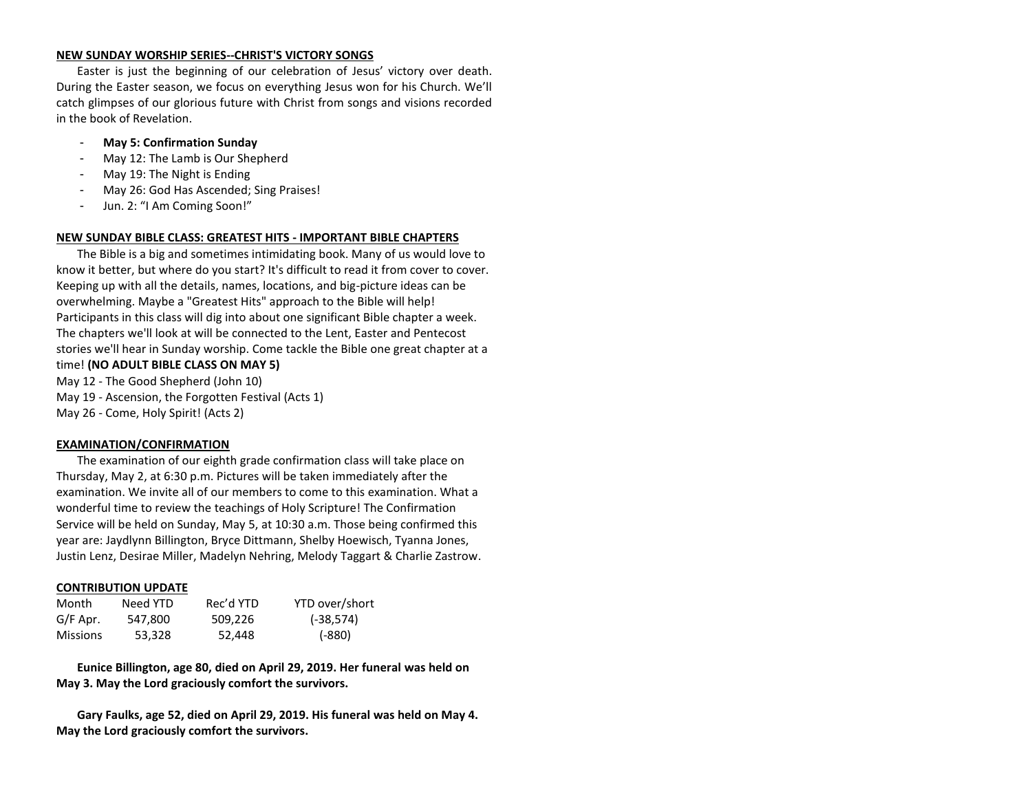**NEW SUNDAY WORSHIP SERIES--CHRIST'S VICTORY SONGS**

Easter is just the beginning of our celebration of Jesus' victory over death. During the Easter season, we focus on everything Jesus won for his Church. We'll catch glimpses of our glorious future with Christ from songs and visions recorded in the book of Revelation.

- **May 5: Confirmation Sunday**
- May 12: The Lamb is Our Shepherd
- May 19: The Night is Ending
- May 26: God Has Ascended; Sing Praises!
- Jun. 2: "I Am Coming Soon!"

**NEW SUNDAY BIBLE CLASS: GREATEST HITS - IMPORTANT BIBLE CHAPTERS**

The Bible is a big and sometimes intimidating book. Many of us would love to know it better, but where do you start? It's difficult to read it from cover to cover. Keeping up with all the details, names, locations, and big-picture ideas can be overwhelming. Maybe a "Greatest Hits" approach to the Bible will help! Participants in this class will dig into about one significant Bible chapter a week. The chapters we'll look at will be connected to the Lent, Easter and Pentecost stories we'll hear in Sunday worship. Come tackle the Bible one great chapter at a time! **(NO ADULT BIBLE CLASS ON MAY 5)**

May 12 - The Good Shepherd (John 10)
May 19 - Ascension, the Forgotten Festival (Acts 1)
May 26 - Come, Holy Spirit! (Acts 2)

**EXAMINATION/CONFIRMATION**

The examination of our eighth grade confirmation class will take place on Thursday, May 2, at 6:30 p.m. Pictures will be taken immediately after the examination. We invite all of our members to come to this examination. What a wonderful time to review the teachings of Holy Scripture! The Confirmation Service will be held on Sunday, May 5, at 10:30 a.m. Those being confirmed this year are: Jaydlynn Billington, Bryce Dittmann, Shelby Hoewisch, Tyanna Jones, Justin Lenz, Desirae Miller, Madelyn Nehring, Melody Taggart & Charlie Zastrow.

**CONTRIBUTION UPDATE**

| Month | Need YTD | Rec'd YTD | YTD over/short |
|---|---|---|---|
| G/F Apr. | 547,800 | 509,226 | (-38,574) |
| Missions | 53,328 | 52,448 | (-880) |

**Eunice Billington, age 80, died on April 29, 2019. Her funeral was held on May 3. May the Lord graciously comfort the survivors.**

**Gary Faulks, age 52, died on April 29, 2019. His funeral was held on May 4. May the Lord graciously comfort the survivors.**